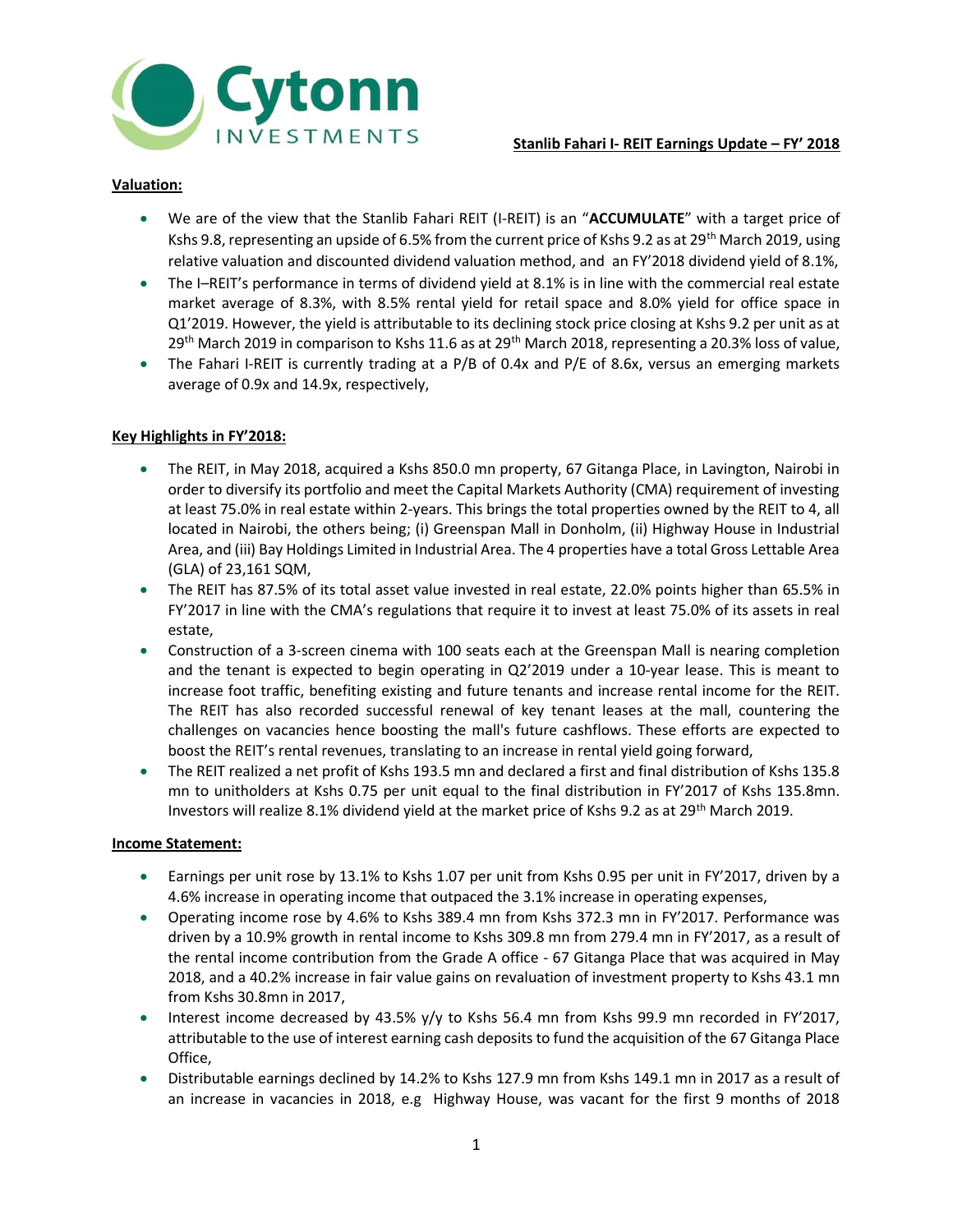**Stanlib Fahari I- REIT Earnings Update – FY' 2018**

**Valuation:**

- We are of the view that the Stanlib Fahari REIT (I-REIT) is an "**ACCUMULATE**" with a target price of Kshs 9.8, representing an upside of 6.5% from the current price of Kshs 9.2 as at 29th March 2019, using relative valuation and discounted dividend valuation method, and an FY'2018 dividend yield of 8.1%,
- The I–REIT's performance in terms of dividend yield at 8.1% is in line with the commercial real estate market average of 8.3%, with 8.5% rental yield for retail space and 8.0% yield for office space in Q1'2019. However, the yield is attributable to its declining stock price closing at Kshs 9.2 per unit as at 29th March 2019 in comparison to Kshs 11.6 as at 29th March 2018, representing a 20.3% loss of value,
- The Fahari I-REIT is currently trading at a P/B of 0.4x and P/E of 8.6x, versus an emerging markets average of 0.9x and 14.9x, respectively,

**Key Highlights in FY'2018:**

- The REIT, in May 2018, acquired a Kshs 850.0 mn property, 67 Gitanga Place, in Lavington, Nairobi in order to diversify its portfolio and meet the Capital Markets Authority (CMA) requirement of investing at least 75.0% in real estate within 2-years. This brings the total properties owned by the REIT to 4, all located in Nairobi, the others being; (i) Greenspan Mall in Donholm, (ii) Highway House in Industrial Area, and (iii) Bay Holdings Limited in Industrial Area. The 4 properties have a total Gross Lettable Area (GLA) of 23,161 SQM,
- The REIT has 87.5% of its total asset value invested in real estate, 22.0% points higher than 65.5% in FY'2017 in line with the CMA's regulations that require it to invest at least 75.0% of its assets in real estate,
- Construction of a 3-screen cinema with 100 seats each at the Greenspan Mall is nearing completion and the tenant is expected to begin operating in Q2'2019 under a 10-year lease. This is meant to increase foot traffic, benefiting existing and future tenants and increase rental income for the REIT. The REIT has also recorded successful renewal of key tenant leases at the mall, countering the challenges on vacancies hence boosting the mall's future cashflows. These efforts are expected to boost the REIT's rental revenues, translating to an increase in rental yield going forward,
- The REIT realized a net profit of Kshs 193.5 mn and declared a first and final distribution of Kshs 135.8 mn to unitholders at Kshs 0.75 per unit equal to the final distribution in FY'2017 of Kshs 135.8mn. Investors will realize 8.1% dividend yield at the market price of Kshs 9.2 as at 29th March 2019.

**Income Statement:**

- Earnings per unit rose by 13.1% to Kshs 1.07 per unit from Kshs 0.95 per unit in FY'2017, driven by a 4.6% increase in operating income that outpaced the 3.1% increase in operating expenses,
- Operating income rose by 4.6% to Kshs 389.4 mn from Kshs 372.3 mn in FY'2017. Performance was driven by a 10.9% growth in rental income to Kshs 309.8 mn from 279.4 mn in FY'2017, as a result of the rental income contribution from the Grade A office - 67 Gitanga Place that was acquired in May 2018, and a 40.2% increase in fair value gains on revaluation of investment property to Kshs 43.1 mn from Kshs 30.8mn in 2017,
- Interest income decreased by 43.5% y/y to Kshs 56.4 mn from Kshs 99.9 mn recorded in FY'2017, attributable to the use of interest earning cash deposits to fund the acquisition of the 67 Gitanga Place Office,
- Distributable earnings declined by 14.2% to Kshs 127.9 mn from Kshs 149.1 mn in 2017 as a result of an increase in vacancies in 2018, e.g Highway House, was vacant for the first 9 months of 2018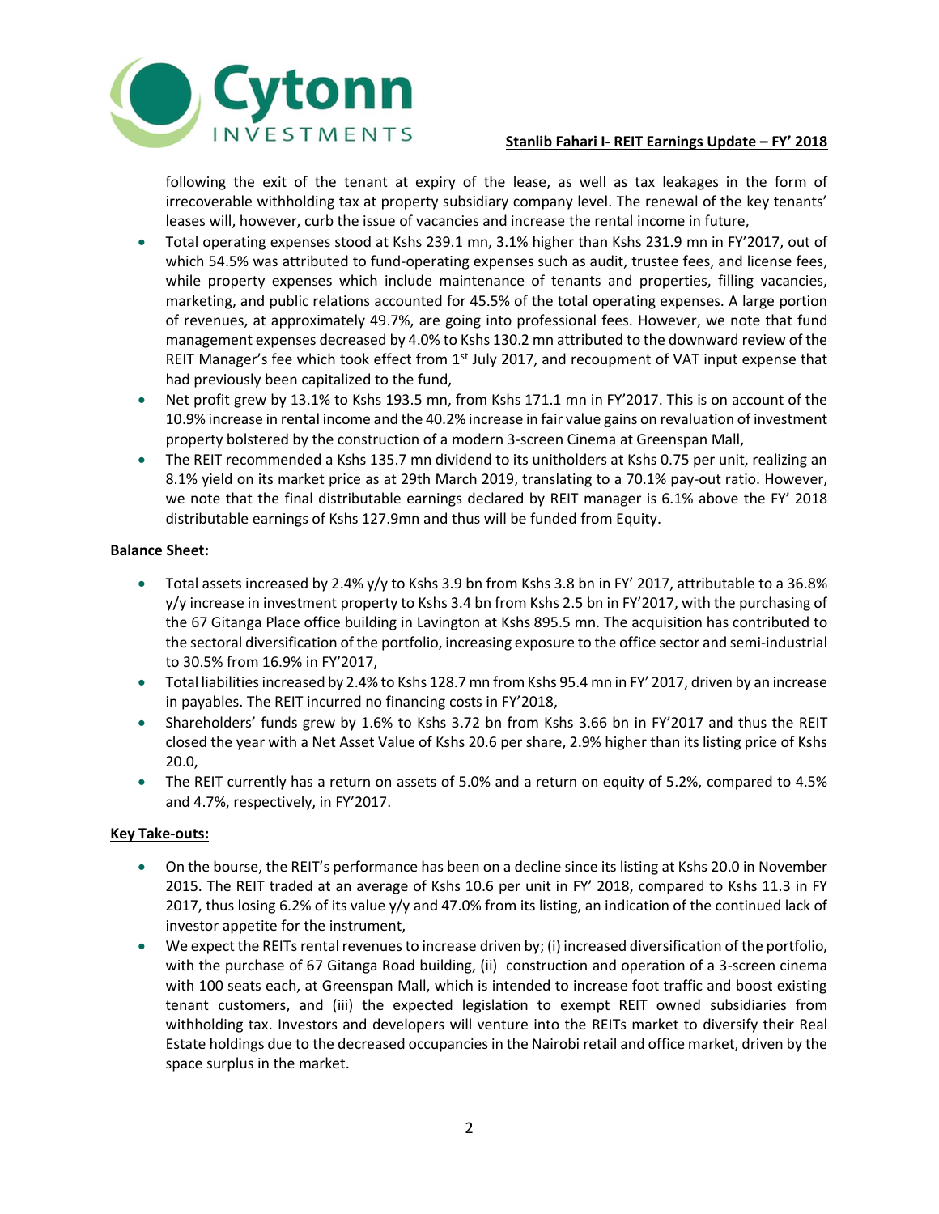following the exit of the tenant at expiry of the lease, as well as tax leakages in the form of irrecoverable withholding tax at property subsidiary company level. The renewal of the key tenants' leases will, however, curb the issue of vacancies and increase the rental income in future,

- Total operating expenses stood at Kshs 239.1 mn, 3.1% higher than Kshs 231.9 mn in FY'2017, out of which 54.5% was attributed to fund-operating expenses such as audit, trustee fees, and license fees, while property expenses which include maintenance of tenants and properties, filling vacancies, marketing, and public relations accounted for 45.5% of the total operating expenses. A large portion of revenues, at approximately 49.7%, are going into professional fees. However, we note that fund management expenses decreased by 4.0% to Kshs 130.2 mn attributed to the downward review of the REIT Manager's fee which took effect from 1st July 2017, and recoupment of VAT input expense that had previously been capitalized to the fund,
- Net profit grew by 13.1% to Kshs 193.5 mn, from Kshs 171.1 mn in FY'2017. This is on account of the 10.9% increase in rental income and the 40.2% increase in fair value gains on revaluation of investment property bolstered by the construction of a modern 3-screen Cinema at Greenspan Mall,
- The REIT recommended a Kshs 135.7 mn dividend to its unitholders at Kshs 0.75 per unit, realizing an 8.1% yield on its market price as at 29th March 2019, translating to a 70.1% pay-out ratio. However, we note that the final distributable earnings declared by REIT manager is 6.1% above the FY' 2018 distributable earnings of Kshs 127.9mn and thus will be funded from Equity.

**Balance Sheet:**

- Total assets increased by 2.4% y/y to Kshs 3.9 bn from Kshs 3.8 bn in FY' 2017, attributable to a 36.8% y/y increase in investment property to Kshs 3.4 bn from Kshs 2.5 bn in FY'2017, with the purchasing of the 67 Gitanga Place office building in Lavington at Kshs 895.5 mn. The acquisition has contributed to the sectoral diversification of the portfolio, increasing exposure to the office sector and semi-industrial to 30.5% from 16.9% in FY'2017,
- Total liabilities increased by 2.4% to Kshs 128.7 mn from Kshs 95.4 mn in FY' 2017, driven by an increase in payables. The REIT incurred no financing costs in FY'2018,
- Shareholders' funds grew by 1.6% to Kshs 3.72 bn from Kshs 3.66 bn in FY'2017 and thus the REIT closed the year with a Net Asset Value of Kshs 20.6 per share, 2.9% higher than its listing price of Kshs 20.0,
- The REIT currently has a return on assets of 5.0% and a return on equity of 5.2%, compared to 4.5% and 4.7%, respectively, in FY'2017.

**Key Take-outs:**

- On the bourse, the REIT's performance has been on a decline since its listing at Kshs 20.0 in November 2015. The REIT traded at an average of Kshs 10.6 per unit in FY' 2018, compared to Kshs 11.3 in FY 2017, thus losing 6.2% of its value y/y and 47.0% from its listing, an indication of the continued lack of investor appetite for the instrument,
- We expect the REITs rental revenues to increase driven by; (i) increased diversification of the portfolio, with the purchase of 67 Gitanga Road building, (ii) construction and operation of a 3-screen cinema with 100 seats each, at Greenspan Mall, which is intended to increase foot traffic and boost existing tenant customers, and (iii) the expected legislation to exempt REIT owned subsidiaries from withholding tax. Investors and developers will venture into the REITs market to diversify their Real Estate holdings due to the decreased occupancies in the Nairobi retail and office market, driven by the space surplus in the market.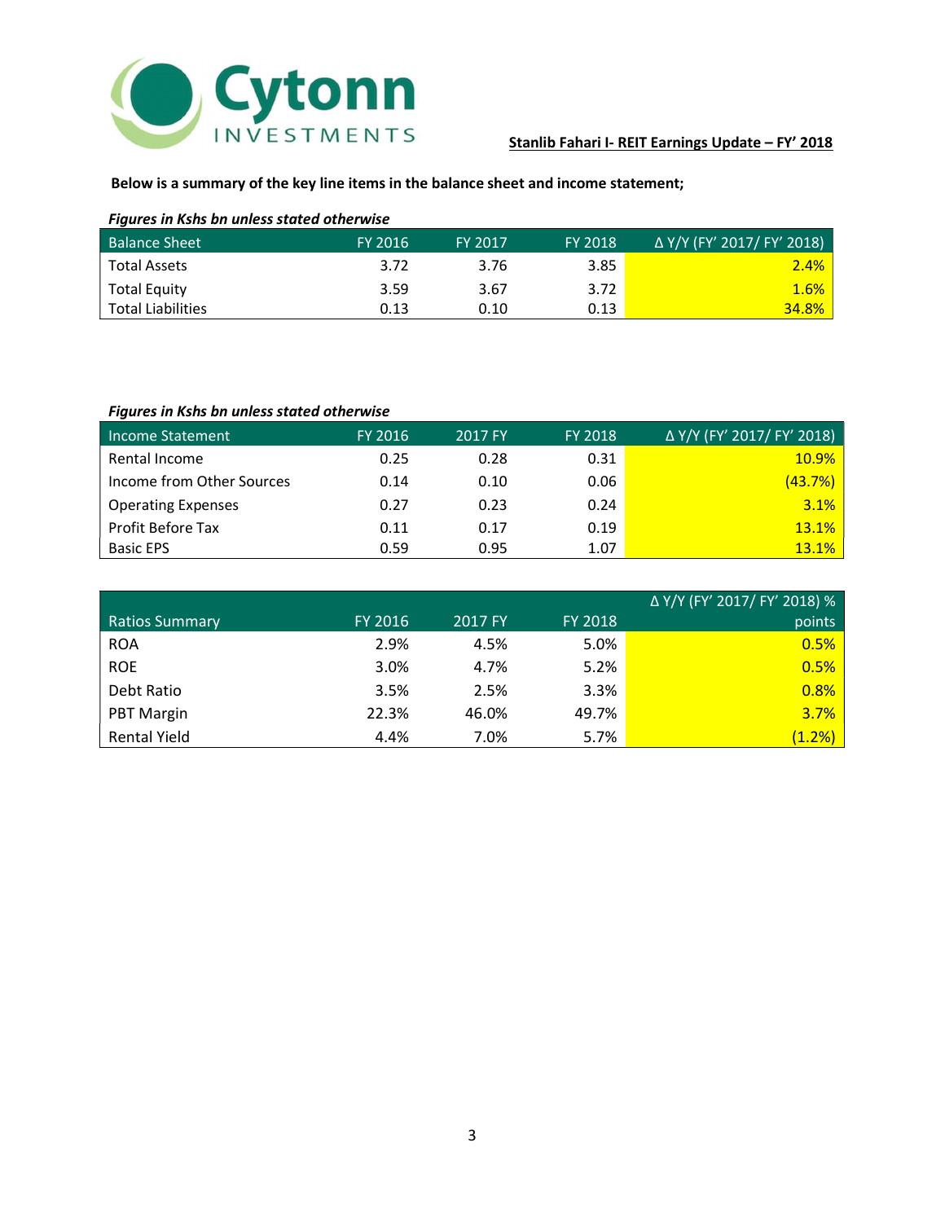**Stanlib Fahari I- REIT Earnings Update – FY' 2018**

**Below is a summary of the key line items in the balance sheet and income statement;**

***Figures in Kshs bn unless stated otherwise***

| Balance Sheet | FY 2016 | FY 2017 | FY 2018 | Δ Y/Y (FY' 2017/ FY' 2018) |
|---|---|---|---|---|
| Total Assets | 3.72 | 3.76 | 3.85 | 2.4% |
| Total Equity | 3.59 | 3.67 | 3.72 | 1.6% |
| Total Liabilities | 0.13 | 0.10 | 0.13 | 34.8% |

***Figures in Kshs bn unless stated otherwise***

| Income Statement | FY 2016 | 2017 FY | FY 2018 | Δ Y/Y (FY' 2017/ FY' 2018) |
|---|---|---|---|---|
| Rental Income | 0.25 | 0.28 | 0.31 | 10.9% |
| Income from Other Sources | 0.14 | 0.10 | 0.06 | (43.7%) |
| Operating Expenses | 0.27 | 0.23 | 0.24 | 3.1% |
| Profit Before Tax | 0.11 | 0.17 | 0.19 | 13.1% |
| Basic EPS | 0.59 | 0.95 | 1.07 | 13.1% |

| Ratios Summary | FY 2016 | 2017 FY | FY 2018 | Δ Y/Y (FY' 2017/ FY' 2018) % points |
|---|---|---|---|---|
| ROA | 2.9% | 4.5% | 5.0% | 0.5% |
| ROE | 3.0% | 4.7% | 5.2% | 0.5% |
| Debt Ratio | 3.5% | 2.5% | 3.3% | 0.8% |
| PBT Margin | 22.3% | 46.0% | 49.7% | 3.7% |
| Rental Yield | 4.4% | 7.0% | 5.7% | (1.2%) |